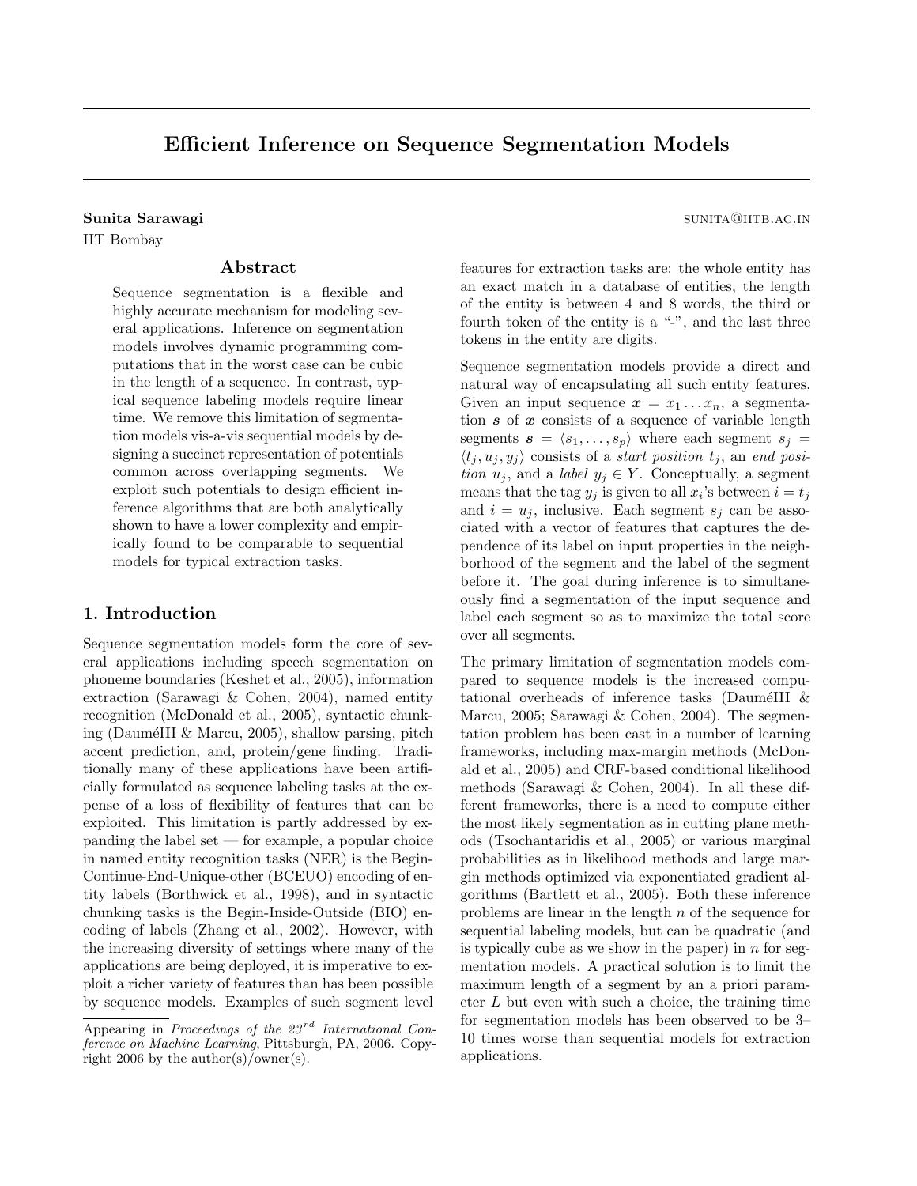# Efficient Inference on Sequence Segmentation Models

**Sunita Sarawagi** SUNITA@IITB.AC.IN

IIT Bombay

## Abstract

Sequence segmentation is a flexible and highly accurate mechanism for modeling several applications. Inference on segmentation models involves dynamic programming computations that in the worst case can be cubic in the length of a sequence. In contrast, typical sequence labeling models require linear time. We remove this limitation of segmentation models vis-a-vis sequential models by designing a succinct representation of potentials common across overlapping segments. We exploit such potentials to design efficient inference algorithms that are both analytically shown to have a lower complexity and empirically found to be comparable to sequential models for typical extraction tasks.

## 1. Introduction

Sequence segmentation models form the core of several applications including speech segmentation on phoneme boundaries (Keshet et al., 2005), information extraction (Sarawagi & Cohen, 2004), named entity recognition (McDonald et al., 2005), syntactic chunking (DauméIII & Marcu, 2005), shallow parsing, pitch accent prediction, and, protein/gene finding. Traditionally many of these applications have been artificially formulated as sequence labeling tasks at the expense of a loss of flexibility of features that can be exploited. This limitation is partly addressed by expanding the label set — for example, a popular choice in named entity recognition tasks (NER) is the Begin-Continue-End-Unique-other (BCEUO) encoding of entity labels (Borthwick et al., 1998), and in syntactic chunking tasks is the Begin-Inside-Outside (BIO) encoding of labels (Zhang et al., 2002). However, with the increasing diversity of settings where many of the applications are being deployed, it is imperative to exploit a richer variety of features than has been possible by sequence models. Examples of such segment level features for extraction tasks are: the whole entity has an exact match in a database of entities, the length of the entity is between 4 and 8 words, the third or fourth token of the entity is a "-", and the last three tokens in the entity are digits.

Sequence segmentation models provide a direct and natural way of encapsulating all such entity features. Given an input sequence $\boldsymbol{x} = x_1 \dots x_n$, a segmentation $\boldsymbol{s}$ of $\boldsymbol{x}$ consists of a sequence of variable length segments $\boldsymbol{s} = \langle s_1, \dots, s_p \rangle$ where each segment $s_j = \langle t_j, u_j, y_j \rangle$ consists of a *start position* $t_j$, an *end position* $u_j$, and a *label* $y_j \in Y$. Conceptually, a segment means that the tag $y_j$ is given to all $x_i$'s between $i = t_j$ and $i = u_j$, inclusive. Each segment $s_j$ can be associated with a vector of features that captures the dependence of its label on input properties in the neighborhood of the segment and the label of the segment before it. The goal during inference is to simultaneously find a segmentation of the input sequence and label each segment so as to maximize the total score over all segments.

The primary limitation of segmentation models compared to sequence models is the increased computational overheads of inference tasks (DauméIII & Marcu, 2005; Sarawagi & Cohen, 2004). The segmentation problem has been cast in a number of learning frameworks, including max-margin methods (McDonald et al., 2005) and CRF-based conditional likelihood methods (Sarawagi & Cohen, 2004). In all these different frameworks, there is a need to compute either the most likely segmentation as in cutting plane methods (Tsochantaridis et al., 2005) or various marginal probabilities as in likelihood methods and large margin methods optimized via exponentiated gradient algorithms (Bartlett et al., 2005). Both these inference problems are linear in the length $n$ of the sequence for sequential labeling models, but can be quadratic (and is typically cube as we show in the paper) in $n$ for segmentation models. A practical solution is to limit the maximum length of a segment by an a priori parameter $L$ but even with such a choice, the training time for segmentation models has been observed to be 3–10 times worse than sequential models for extraction applications.

Appearing in *Proceedings of the 23[rd] International Conference on Machine Learning*, Pittsburgh, PA, 2006. Copyright 2006 by the author(s)/owner(s).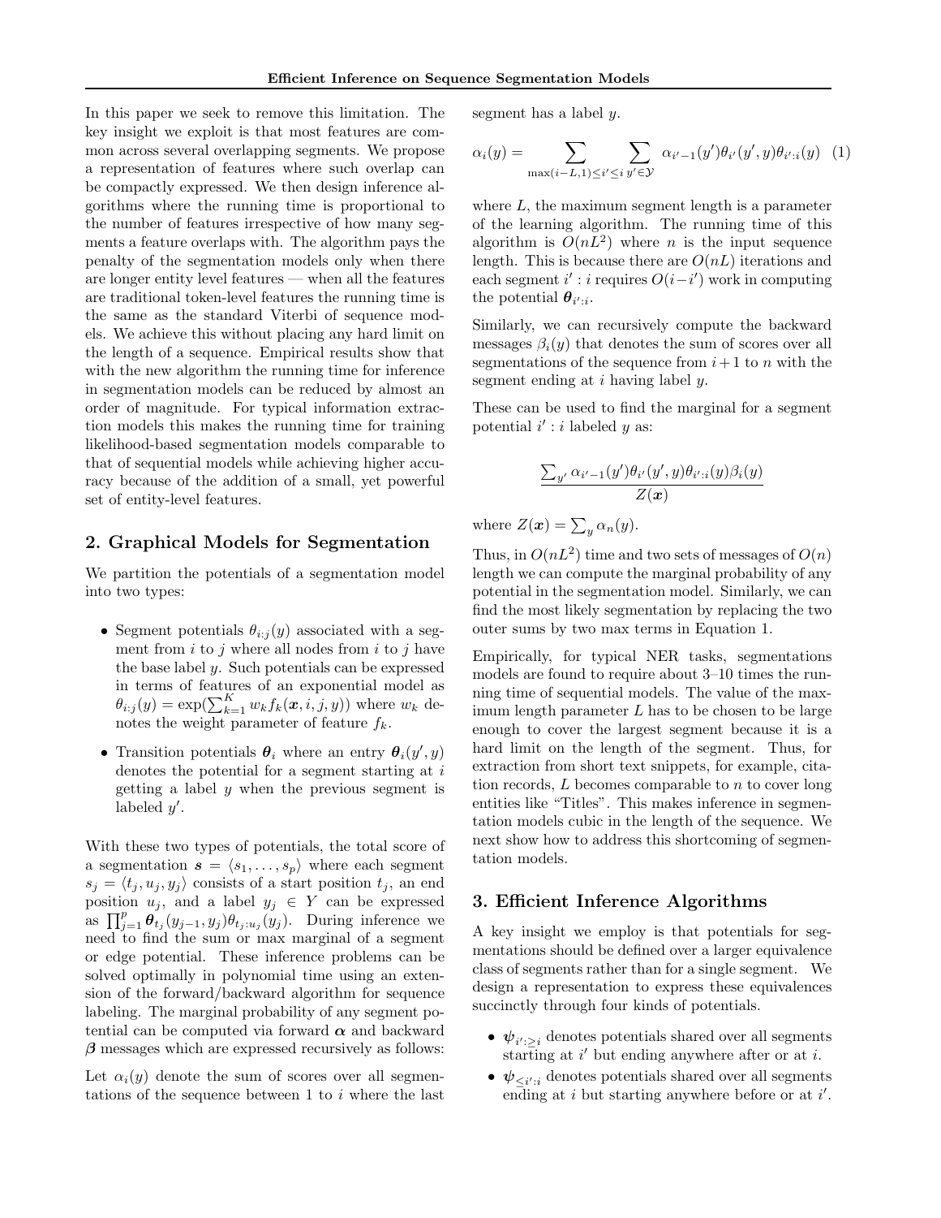In this paper we seek to remove this limitation. The key insight we exploit is that most features are common across several overlapping segments. We propose a representation of features where such overlap can be compactly expressed. We then design inference algorithms where the running time is proportional to the number of features irrespective of how many segments a feature overlaps with. The algorithm pays the penalty of the segmentation models only when there are longer entity level features — when all the features are traditional token-level features the running time is the same as the standard Viterbi of sequence models. We achieve this without placing any hard limit on the length of a sequence. Empirical results show that with the new algorithm the running time for inference in segmentation models can be reduced by almost an order of magnitude. For typical information extraction models this makes the running time for training likelihood-based segmentation models comparable to that of sequential models while achieving higher accuracy because of the addition of a small, yet powerful set of entity-level features.

## 2. Graphical Models for Segmentation

We partition the potentials of a segmentation model into two types:

- Segment potentials $\theta_{i:j}(y)$ associated with a segment from $i$ to $j$ where all nodes from $i$ to $j$ have the base label $y$. Such potentials can be expressed in terms of features of an exponential model as $\theta_{i:j}(y) = \exp(\sum_{k=1}^{K} w_k f_k(\boldsymbol{x}, i, j, y))$ where $w_k$ denotes the weight parameter of feature $f_k$.
- Transition potentials $\boldsymbol{\theta}_i$ where an entry $\boldsymbol{\theta}_i(y', y)$ denotes the potential for a segment starting at $i$ getting a label $y$ when the previous segment is labeled $y'$.

With these two types of potentials, the total score of a segmentation $\boldsymbol{s} = \langle s_1, \ldots, s_p \rangle$ where each segment $s_j = \langle t_j, u_j, y_j \rangle$ consists of a start position $t_j$, an end position $u_j$, and a label $y_j \in Y$ can be expressed as $\prod_{j=1}^{p} \boldsymbol{\theta}_{t_j}(y_{j-1}, y_j)\theta_{t_j:u_j}(y_j)$. During inference we need to find the sum or max marginal of a segment or edge potential. These inference problems can be solved optimally in polynomial time using an extension of the forward/backward algorithm for sequence labeling. The marginal probability of any segment potential can be computed via forward $\boldsymbol{\alpha}$ and backward $\boldsymbol{\beta}$ messages which are expressed recursively as follows:

Let $\alpha_i(y)$ denote the sum of scores over all segmentations of the sequence between 1 to $i$ where the last segment has a label $y$.

$$\alpha_i(y) = \sum_{\max(i-L,1) \le i' \le i} \sum_{y' \in \mathcal{Y}} \alpha_{i'-1}(y')\theta_{i'}(y', y)\theta_{i':i}(y) \quad (1)$$

where $L$, the maximum segment length is a parameter of the learning algorithm. The running time of this algorithm is $O(nL^2)$ where $n$ is the input sequence length. This is because there are $O(nL)$ iterations and each segment $i' : i$ requires $O(i - i')$ work in computing the potential $\boldsymbol{\theta}_{i':i}$.

Similarly, we can recursively compute the backward messages $\beta_i(y)$ that denotes the sum of scores over all segmentations of the sequence from $i+1$ to $n$ with the segment ending at $i$ having label $y$.

These can be used to find the marginal for a segment potential $i' : i$ labeled $y$ as:

$$\frac{\sum_{y'} \alpha_{i'-1}(y')\theta_{i'}(y', y)\theta_{i':i}(y)\beta_i(y)}{Z(\boldsymbol{x})}$$

where $Z(\boldsymbol{x}) = \sum_y \alpha_n(y)$.

Thus, in $O(nL^2)$ time and two sets of messages of $O(n)$ length we can compute the marginal probability of any potential in the segmentation model. Similarly, we can find the most likely segmentation by replacing the two outer sums by two max terms in Equation 1.

Empirically, for typical NER tasks, segmentations models are found to require about 3–10 times the running time of sequential models. The value of the maximum length parameter $L$ has to be chosen to be large enough to cover the largest segment because it is a hard limit on the length of the segment. Thus, for extraction from short text snippets, for example, citation records, $L$ becomes comparable to $n$ to cover long entities like "Titles". This makes inference in segmentation models cubic in the length of the sequence. We next show how to address this shortcoming of segmentation models.

## 3. Efficient Inference Algorithms

A key insight we employ is that potentials for segmentations should be defined over a larger equivalence class of segments rather than for a single segment. We design a representation to express these equivalences succinctly through four kinds of potentials.

- $\boldsymbol{\psi}_{i':\ge i}$ denotes potentials shared over all segments starting at $i'$ but ending anywhere after or at $i$.
- $\boldsymbol{\psi}_{\le i':i}$ denotes potentials shared over all segments ending at $i$ but starting anywhere before or at $i'$.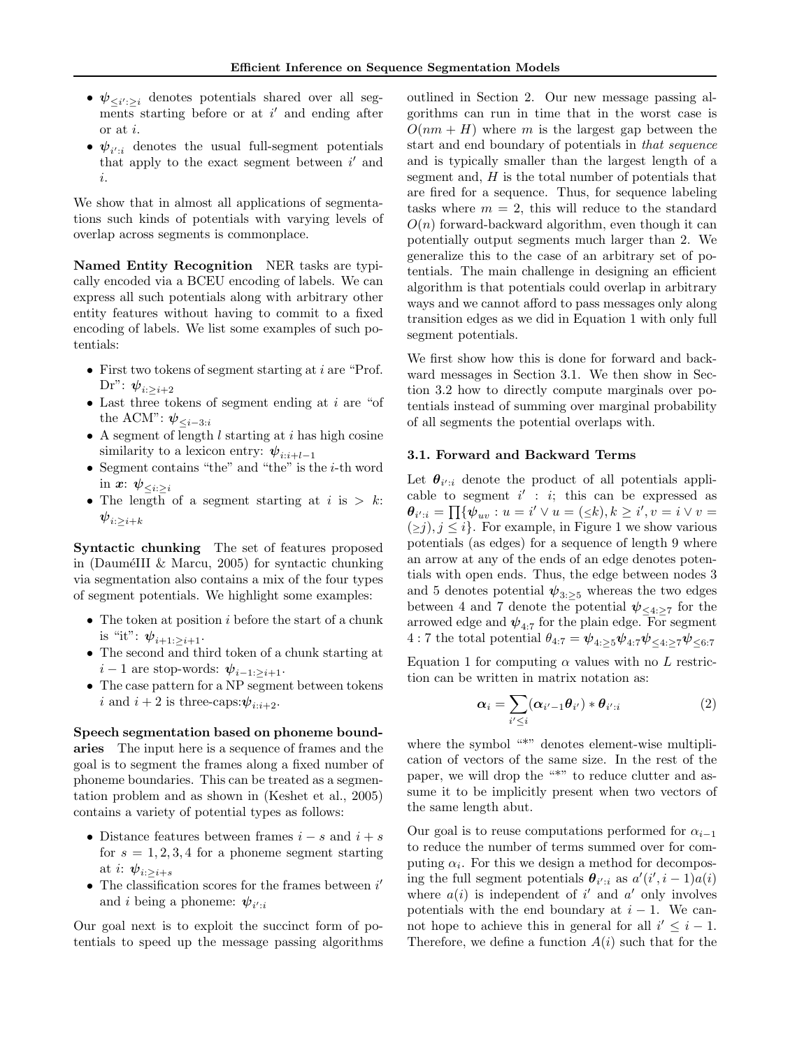- $\boldsymbol{\psi}_{\leq i':\geq i}$ denotes potentials shared over all segments starting before or at $i'$ and ending after or at $i$.
- $\boldsymbol{\psi}_{i':i}$ denotes the usual full-segment potentials that apply to the exact segment between $i'$ and $i$.

We show that in almost all applications of segmentations such kinds of potentials with varying levels of overlap across segments is commonplace.

**Named Entity Recognition** NER tasks are typically encoded via a BCEU encoding of labels. We can express all such potentials along with arbitrary other entity features without having to commit to a fixed encoding of labels. We list some examples of such potentials:

- First two tokens of segment starting at $i$ are "Prof. Dr": $\boldsymbol{\psi}_{i:\geq i+2}$
- Last three tokens of segment ending at $i$ are "of the ACM": $\boldsymbol{\psi}_{\leq i-3:i}$
- A segment of length $l$ starting at $i$ has high cosine similarity to a lexicon entry: $\boldsymbol{\psi}_{i:i+l-1}$
- Segment contains "the" and "the" is the $i$-th word in $\boldsymbol{x}$: $\boldsymbol{\psi}_{\leq i:\geq i}$
- The length of a segment starting at $i$ is $> k$: $\boldsymbol{\psi}_{i:\geq i+k}$

**Syntactic chunking** The set of features proposed in (DauméIII & Marcu, 2005) for syntactic chunking via segmentation also contains a mix of the four types of segment potentials. We highlight some examples:

- The token at position $i$ before the start of a chunk is "it": $\boldsymbol{\psi}_{i+1:\geq i+1}$.
- The second and third token of a chunk starting at $i-1$ are stop-words: $\boldsymbol{\psi}_{i-1:\geq i+1}$.
- The case pattern for a NP segment between tokens $i$ and $i+2$ is three-caps:$\boldsymbol{\psi}_{i:i+2}$.

**Speech segmentation based on phoneme boundaries** The input here is a sequence of frames and the goal is to segment the frames along a fixed number of phoneme boundaries. This can be treated as a segmentation problem and as shown in (Keshet et al., 2005) contains a variety of potential types as follows:

- Distance features between frames $i-s$ and $i+s$ for $s = 1, 2, 3, 4$ for a phoneme segment starting at $i$: $\boldsymbol{\psi}_{i:\geq i+s}$
- The classification scores for the frames between $i'$ and $i$ being a phoneme: $\boldsymbol{\psi}_{i':i}$

Our goal next is to exploit the succinct form of potentials to speed up the message passing algorithms outlined in Section 2. Our new message passing algorithms can run in time that in the worst case is $O(nm + H)$ where $m$ is the largest gap between the start and end boundary of potentials in *that sequence* and is typically smaller than the largest length of a segment and, $H$ is the total number of potentials that are fired for a sequence. Thus, for sequence labeling tasks where $m = 2$, this will reduce to the standard $O(n)$ forward-backward algorithm, even though it can potentially output segments much larger than 2. We generalize this to the case of an arbitrary set of potentials. The main challenge in designing an efficient algorithm is that potentials could overlap in arbitrary ways and we cannot afford to pass messages only along transition edges as we did in Equation 1 with only full segment potentials.

We first show how this is done for forward and backward messages in Section 3.1. We then show in Section 3.2 how to directly compute marginals over potentials instead of summing over marginal probability of all segments the potential overlaps with.

### 3.1. Forward and Backward Terms

Let $\boldsymbol{\theta}_{i':i}$ denote the product of all potentials applicable to segment $i' : i$; this can be expressed as $\boldsymbol{\theta}_{i':i} = \prod\{\boldsymbol{\psi}_{uv} : u = i' \vee u = (\leq k), k \geq i', v = i \vee v = (\geq j), j \leq i\}$. For example, in Figure 1 we show various potentials (as edges) for a sequence of length 9 where an arrow at any of the ends of an edge denotes potentials with open ends. Thus, the edge between nodes 3 and 5 denotes potential $\boldsymbol{\psi}_{3:\geq 5}$ whereas the two edges between 4 and 7 denote the potential $\boldsymbol{\psi}_{\leq 4:\geq 7}$ for the arrowed edge and $\boldsymbol{\psi}_{4:7}$ for the plain edge. For segment $4:7$ the total potential $\theta_{4:7} = \boldsymbol{\psi}_{4:\geq 5}\boldsymbol{\psi}_{4:7}\boldsymbol{\psi}_{\leq 4:\geq 7}\boldsymbol{\psi}_{\leq 6:7}$

Equation 1 for computing $\alpha$ values with no $L$ restriction can be written in matrix notation as:

$$\boldsymbol{\alpha}_i = \sum_{i' \leq i} (\boldsymbol{\alpha}_{i'-1}\boldsymbol{\theta}_{i'}) * \boldsymbol{\theta}_{i':i} \tag{2}$$

where the symbol "*" denotes element-wise multiplication of vectors of the same size. In the rest of the paper, we will drop the "*" to reduce clutter and assume it to be implicitly present when two vectors of the same length abut.

Our goal is to reuse computations performed for $\alpha_{i-1}$ to reduce the number of terms summed over for computing $\alpha_i$. For this we design a method for decomposing the full segment potentials $\boldsymbol{\theta}_{i':i}$ as $a'(i', i-1)a(i)$ where $a(i)$ is independent of $i'$ and $a'$ only involves potentials with the end boundary at $i-1$. We cannot hope to achieve this in general for all $i' \leq i-1$. Therefore, we define a function $A(i)$ such that for the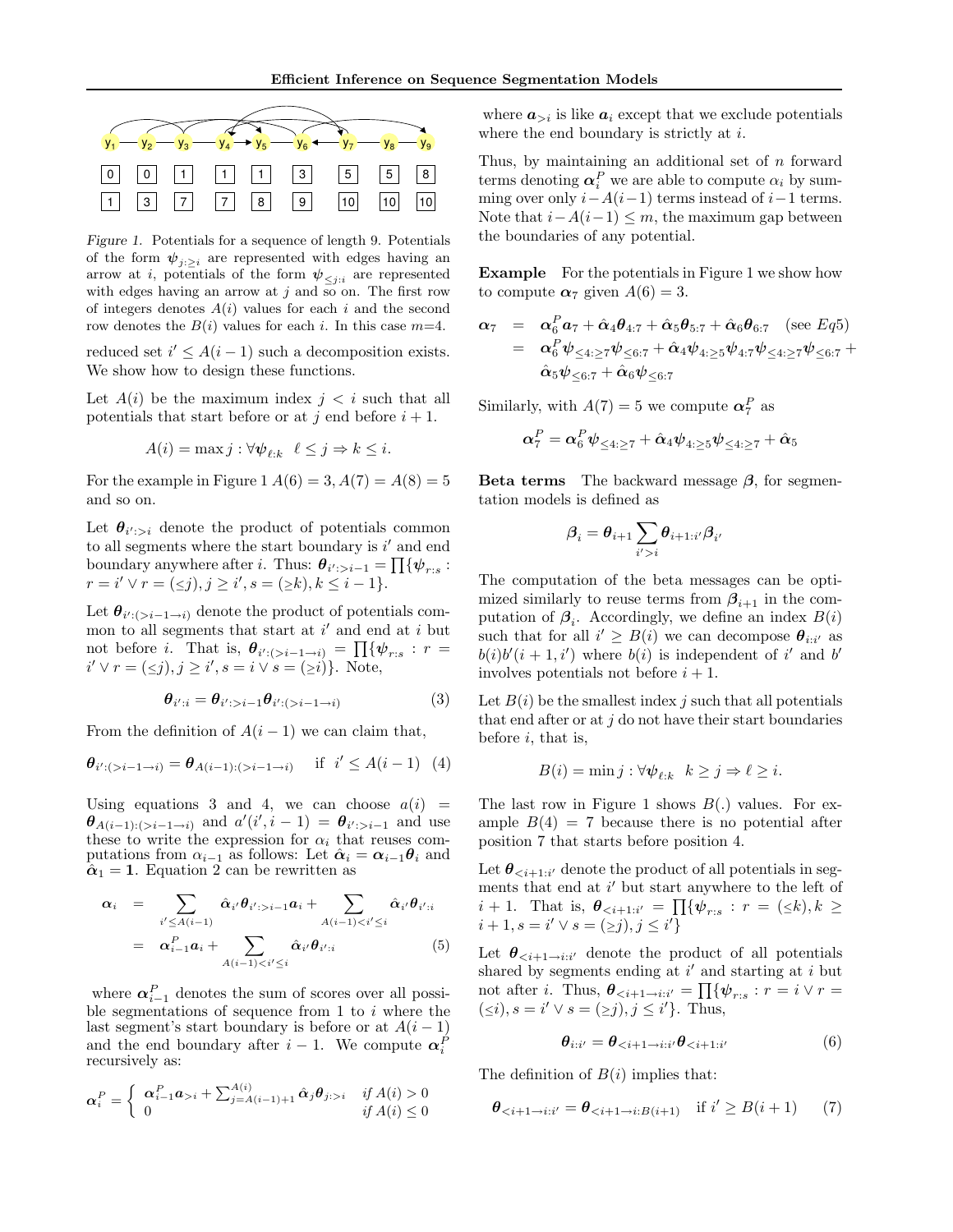| $y_1$ | $y_2$ | $y_3$ | $y_4$ | $y_5$ | $y_6$ | $y_7$ | $y_8$ | $y_9$ |
|---|---|---|---|---|---|---|---|---|
| 0 | 0 | 1 | 1 | 1 | 3 | 5 | 5 | 8 |
| 1 | 3 | 7 | 7 | 8 | 9 | 10 | 10 | 10 |

*Figure 1.* Potentials for a sequence of length 9. Potentials of the form $\psi_{j:\geq i}$ are represented with edges having an arrow at $i$, potentials of the form $\psi_{\leq j:i}$ are represented with edges having an arrow at $j$ and so on. The first row of integers denotes $A(i)$ values for each $i$ and the second row denotes the $B(i)$ values for each $i$. In this case $m$=4.

reduced set $i' \leq A(i-1)$ such a decomposition exists. We show how to design these functions.

Let $A(i)$ be the maximum index $j < i$ such that all potentials that start before or at $j$ end before $i+1$.

$$A(i) = \max j : \forall \psi_{\ell:k} \;\; \ell \leq j \Rightarrow k \leq i.$$

For the example in Figure 1 $A(6) = 3, A(7) = A(8) = 5$ and so on.

Let $\theta_{i':>i}$ denote the product of potentials common to all segments where the start boundary is $i'$ and end boundary anywhere after $i$. Thus: $\theta_{i':>i-1} = \prod\{\psi_{r:s} : r = i' \vee r = (\leq j), j \geq i', s = (\geq k), k \leq i-1\}$.

Let $\theta_{i':(>i-1\rightarrow i)}$ denote the product of potentials common to all segments that start at $i'$ and end at $i$ but not before $i$. That is, $\theta_{i':(>i-1\rightarrow i)} = \prod\{\psi_{r:s} : r = i' \vee r = (\leq j), j \geq i', s = i \vee s = (\geq i)\}$. Note,

$$\theta_{i':i} = \theta_{i':>i-1}\theta_{i':(>i-1\rightarrow i)} \tag{3}$$

From the definition of $A(i-1)$ we can claim that,

$$\theta_{i':(>i-1\rightarrow i)} = \theta_{A(i-1):(>i-1\rightarrow i)} \quad \text{if } \; i' \leq A(i-1) \tag{4}$$

Using equations 3 and 4, we can choose $a(i) = \theta_{A(i-1):(>i-1\rightarrow i)}$ and $a'(i', i-1) = \theta_{i':>i-1}$ and use these to write the expression for $\alpha_i$ that reuses computations from $\alpha_{i-1}$ as follows: Let $\hat{\alpha}_i = \alpha_{i-1}\theta_i$ and $\hat{\alpha}_1 = \mathbf{1}$. Equation 2 can be rewritten as

$$\begin{aligned}
\alpha_i &= \sum_{i' \leq A(i-1)} \hat{\alpha}_{i'}\theta_{i':>i-1}a_i + \sum_{A(i-1)<i' \leq i} \hat{\alpha}_{i'}\theta_{i':i} \\
&= \alpha^P_{i-1}a_i + \sum_{A(i-1)<i' \leq i} \hat{\alpha}_{i'}\theta_{i':i}
\end{aligned} \tag{5}$$

where $\alpha^P_{i-1}$ denotes the sum of scores over all possible segmentations of sequence from 1 to $i$ where the last segment's start boundary is before or at $A(i-1)$ and the end boundary after $i-1$. We compute $\alpha^P_i$ recursively as:

$$\alpha^P_i = \begin{cases} \alpha^P_{i-1}a_{>i} + \sum_{j=A(i-1)+1}^{A(i)} \hat{\alpha}_j\theta_{j:>i} & \textit{if } A(i) > 0 \\ 0 & \textit{if } A(i) \leq 0 \end{cases}$$

where $a_{>i}$ is like $a_i$ except that we exclude potentials where the end boundary is strictly at $i$.

Thus, by maintaining an additional set of $n$ forward terms denoting $\alpha^P_i$ we are able to compute $\alpha_i$ by summing over only $i-A(i-1)$ terms instead of $i-1$ terms. Note that $i-A(i-1) \leq m$, the maximum gap between the boundaries of any potential.

**Example** For the potentials in Figure 1 we show how to compute $\alpha_7$ given $A(6) = 3$.

$$\begin{aligned}
\alpha_7 &= \alpha^P_6 a_7 + \hat{\alpha}_4\theta_{4:7} + \hat{\alpha}_5\theta_{5:7} + \hat{\alpha}_6\theta_{6:7} \quad \text{(see } Eq5\text{)} \\
&= \alpha^P_6\psi_{\leq 4:\geq 7}\psi_{\leq 6:7} + \hat{\alpha}_4\psi_{4:\geq 5}\psi_{4:7}\psi_{\leq 4:\geq 7}\psi_{\leq 6:7} + \\
&\quad\; \hat{\alpha}_5\psi_{\leq 6:7} + \hat{\alpha}_6\psi_{\leq 6:7}
\end{aligned}$$

Similarly, with $A(7) = 5$ we compute $\alpha^P_7$ as

$$\alpha^P_7 = \alpha^P_6\psi_{\leq 4:\geq 7} + \hat{\alpha}_4\psi_{4:\geq 5}\psi_{\leq 4:\geq 7} + \hat{\alpha}_5$$

**Beta terms** The backward message $\beta$, for segmentation models is defined as

$$\beta_i = \theta_{i+1}\sum_{i'>i}\theta_{i+1:i'}\beta_{i'}$$

The computation of the beta messages can be optimized similarly to reuse terms from $\beta_{i+1}$ in the computation of $\beta_i$. Accordingly, we define an index $B(i)$ such that for all $i' \geq B(i)$ we can decompose $\theta_{i:i'}$ as $b(i)b'(i+1, i')$ where $b(i)$ is independent of $i'$ and $b'$ involves potentials not before $i+1$.

Let $B(i)$ be the smallest index $j$ such that all potentials that end after or at $j$ do not have their start boundaries before $i$, that is,

$$B(i) = \min j : \forall \psi_{\ell:k} \;\; k \geq j \Rightarrow \ell \geq i.$$

The last row in Figure 1 shows $B(.)$ values. For example $B(4) = 7$ because there is no potential after position 7 that starts before position 4.

Let $\theta_{<i+1:i'}$ denote the product of all potentials in segments that end at $i'$ but start anywhere to the left of $i+1$. That is, $\theta_{<i+1:i'} = \prod\{\psi_{r:s} : r = (\leq k), k \geq i+1, s = i' \vee s = (\geq j), j \leq i'\}$

Let $\theta_{<i+1\rightarrow i:i'}$ denote the product of all potentials shared by segments ending at $i'$ and starting at $i$ but not after $i$. Thus, $\theta_{<i+1\rightarrow i:i'} = \prod\{\psi_{r:s} : r = i \vee r = (\leq i), s = i' \vee s = (\geq j), j \leq i'\}$. Thus,

$$\theta_{i:i'} = \theta_{<i+1\rightarrow i:i'}\theta_{<i+1:i'} \tag{6}$$

The definition of $B(i)$ implies that:

$$\theta_{<i+1\rightarrow i:i'} = \theta_{<i+1\rightarrow i:B(i+1)} \quad \text{if } i' \geq B(i+1) \tag{7}$$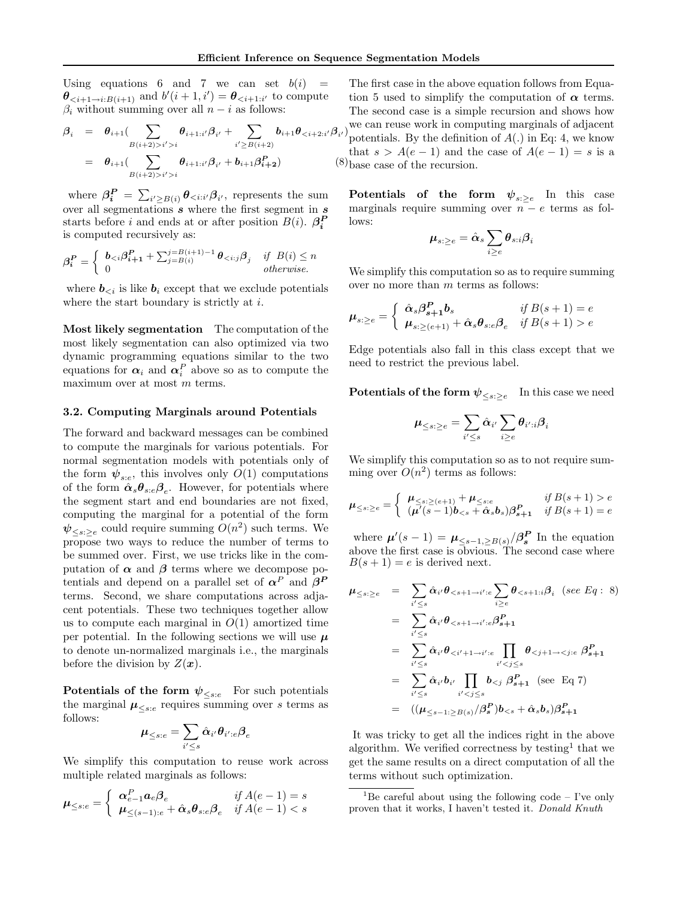Using equations 6 and 7 we can set $b(i) = \boldsymbol{\theta}_{<i+1\to i:B(i+1)}$ and $b'(i+1, i') = \boldsymbol{\theta}_{<i+1:i'}$ to compute $\beta_i$ without summing over all $n-i$ as follows:

$$
\begin{aligned}
\boldsymbol{\beta}_i &= \boldsymbol{\theta}_{i+1}\Big(\sum_{B(i+2)>i'>i} \boldsymbol{\theta}_{i+1:i'}\boldsymbol{\beta}_{i'} + \sum_{i'\geq B(i+2)} \boldsymbol{b}_{i+1}\boldsymbol{\theta}_{<i+2:i'}\boldsymbol{\beta}_{i'}\Big) \\
&= \boldsymbol{\theta}_{i+1}\Big(\sum_{B(i+2)>i'>i} \boldsymbol{\theta}_{i+1:i'}\boldsymbol{\beta}_{i'} + \boldsymbol{b}_{i+1}\boldsymbol{\beta}^{\boldsymbol{P}}_{\boldsymbol{i+2}}\Big) \qquad (8)
\end{aligned}
$$

where $\boldsymbol{\beta}^{\boldsymbol{P}}_{\boldsymbol{i}} = \sum_{i'\geq B(i)} \boldsymbol{\theta}_{<i:i'}\boldsymbol{\beta}_{i'}$, represents the sum over all segmentations $\boldsymbol{s}$ where the first segment in $\boldsymbol{s}$ starts before $i$ and ends at or after position $B(i)$. $\boldsymbol{\beta}^{\boldsymbol{P}}_{\boldsymbol{i}}$ is computed recursively as:

$$
\boldsymbol{\beta}^{\boldsymbol{P}}_{\boldsymbol{i}} = \begin{cases} \boldsymbol{b}_{<i}\boldsymbol{\beta}^{\boldsymbol{P}}_{\boldsymbol{i+1}} + \sum_{j=B(i)}^{j=B(i+1)-1} \boldsymbol{\theta}_{<i:j}\boldsymbol{\beta}_j & \textit{if } B(i) \leq n \\ 0 & \textit{otherwise.} \end{cases}
$$

where $\boldsymbol{b}_{<i}$ is like $\boldsymbol{b}_i$ except that we exclude potentials where the start boundary is strictly at $i$.

**Most likely segmentation** The computation of the most likely segmentation can also optimized via two dynamic programming equations similar to the two equations for $\boldsymbol{\alpha}_i$ and $\boldsymbol{\alpha}^P_i$ above so as to compute the maximum over at most $m$ terms.

### 3.2. Computing Marginals around Potentials

The forward and backward messages can be combined to compute the marginals for various potentials. For normal segmentation models with potentials only of the form $\boldsymbol{\psi}_{s:e}$, this involves only $O(1)$ computations of the form $\hat{\boldsymbol{\alpha}}_s\boldsymbol{\theta}_{s:e}\boldsymbol{\beta}_e$. However, for potentials where the segment start and end boundaries are not fixed, computing the marginal for a potential of the form $\boldsymbol{\psi}_{\leq s:\geq e}$ could require summing $O(n^2)$ such terms. We propose two ways to reduce the number of terms to be summed over. First, we use tricks like in the computation of $\boldsymbol{\alpha}$ and $\boldsymbol{\beta}$ terms where we decompose potentials and depend on a parallel set of $\boldsymbol{\alpha}^P$ and $\boldsymbol{\beta}^{\boldsymbol{P}}$ terms. Second, we share computations across adjacent potentials. These two techniques together allow us to compute each marginal in $O(1)$ amortized time per potential. In the following sections we will use $\boldsymbol{\mu}$ to denote un-normalized marginals i.e., the marginals before the division by $Z(\boldsymbol{x})$.

**Potentials of the form $\boldsymbol{\psi}_{\leq s:e}$** For such potentials the marginal $\boldsymbol{\mu}_{\leq s:e}$ requires summing over $s$ terms as follows:

$$
\boldsymbol{\mu}_{\leq s:e} = \sum_{i'\leq s} \hat{\boldsymbol{\alpha}}_{i'}\boldsymbol{\theta}_{i':e}\boldsymbol{\beta}_e
$$

We simplify this computation to reuse work across multiple related marginals as follows:

$$
\boldsymbol{\mu}_{\leq s:e} = \begin{cases} \boldsymbol{\alpha}^P_{e-1}\boldsymbol{a}_e\boldsymbol{\beta}_e & \textit{if } A(e-1) = s \\ \boldsymbol{\mu}_{\leq(s-1):e} + \hat{\boldsymbol{\alpha}}_s\boldsymbol{\theta}_{s:e}\boldsymbol{\beta}_e & \textit{if } A(e-1) < s \end{cases}
$$

The first case in the above equation follows from Equation 5 used to simplify the computation of $\boldsymbol{\alpha}$ terms. The second case is a simple recursion and shows how we can reuse work in computing marginals of adjacent potentials. By the definition of $A(.)$ in Eq: 4, we know that $s > A(e-1)$ and the case of $A(e-1) = s$ is a base case of the recursion.

**Potentials of the form $\boldsymbol{\psi}_{s:\geq e}$** In this case marginals require summing over $n-e$ terms as follows:

$$
\boldsymbol{\mu}_{s:\geq e} = \hat{\boldsymbol{\alpha}}_s \sum_{i\geq e} \boldsymbol{\theta}_{s:i}\boldsymbol{\beta}_i
$$

We simplify this computation so as to require summing over no more than $m$ terms as follows:

$$
\boldsymbol{\mu}_{s:\geq e} = \begin{cases} \hat{\boldsymbol{\alpha}}_s\boldsymbol{\beta}^{\boldsymbol{P}}_{\boldsymbol{s+1}}\boldsymbol{b}_s & \textit{if } B(s+1) = e \\ \boldsymbol{\mu}_{s:\geq(e+1)} + \hat{\boldsymbol{\alpha}}_s\boldsymbol{\theta}_{s:e}\boldsymbol{\beta}_e & \textit{if } B(s+1) > e \end{cases}
$$

Edge potentials also fall in this class except that we need to restrict the previous label.

**Potentials of the form $\boldsymbol{\psi}_{\leq s:\geq e}$** In this case we need

$$
\boldsymbol{\mu}_{\leq s:\geq e} = \sum_{i'\leq s} \hat{\boldsymbol{\alpha}}_{i'} \sum_{i\geq e} \boldsymbol{\theta}_{i':i}\boldsymbol{\beta}_i
$$

We simplify this computation so as to not require summing over $O(n^2)$ terms as follows:

$$
\boldsymbol{\mu}_{\leq s:\geq e} = \begin{cases} \boldsymbol{\mu}_{\leq s:\geq(e+1)} + \boldsymbol{\mu}_{\leq s:e} & \textit{if } B(s+1) > e \\ (\boldsymbol{\mu}'(s-1)\boldsymbol{b}_{<s} + \hat{\boldsymbol{\alpha}}_s\boldsymbol{b}_s)\boldsymbol{\beta}^{\boldsymbol{P}}_{\boldsymbol{s+1}} & \textit{if } B(s+1) = e \end{cases}
$$

where $\boldsymbol{\mu}'(s-1) = \boldsymbol{\mu}_{\leq s-1,\geq B(s)}/\boldsymbol{\beta}^{\boldsymbol{P}}_{\boldsymbol{s}}$ In the equation above the first case is obvious. The second case where $B(s+1) = e$ is derived next.

$$
\begin{aligned}
\boldsymbol{\mu}_{\leq s:\geq e} &= \sum_{i'\leq s} \hat{\boldsymbol{\alpha}}_{i'}\boldsymbol{\theta}_{<s+1\to i':e}\sum_{i\geq e}\boldsymbol{\theta}_{<s+1:i}\boldsymbol{\beta}_i \quad (\textit{see Eq}: \ 8) \\
&= \sum_{i'\leq s} \hat{\boldsymbol{\alpha}}_{i'}\boldsymbol{\theta}_{<s+1\to i':e}\boldsymbol{\beta}^{\boldsymbol{P}}_{\boldsymbol{s+1}} \\
&= \sum_{i'\leq s} \hat{\boldsymbol{\alpha}}_{i'}\boldsymbol{\theta}_{<i'+1\to i':e}\prod_{i'<j\leq s}\boldsymbol{\theta}_{<j+1\to<j:e}\ \boldsymbol{\beta}^{\boldsymbol{P}}_{\boldsymbol{s+1}} \\
&= \sum_{i'\leq s} \hat{\boldsymbol{\alpha}}_{i'}\boldsymbol{b}_{i'}\prod_{i'<j\leq s}\boldsymbol{b}_{<j}\ \boldsymbol{\beta}^{\boldsymbol{P}}_{\boldsymbol{s+1}} \quad \text{(see Eq 7)} \\
&= ((\boldsymbol{\mu}_{\leq s-1:\geq B(s)}/\boldsymbol{\beta}^{\boldsymbol{P}}_{\boldsymbol{s}})\boldsymbol{b}_{<s} + \hat{\boldsymbol{\alpha}}_s\boldsymbol{b}_s)\boldsymbol{\beta}^{\boldsymbol{P}}_{\boldsymbol{s+1}}
\end{aligned}
$$

It was tricky to get all the indices right in the above algorithm. We verified correctness by testing[1] that we get the same results on a direct computation of all the terms without such optimization.

[1] Be careful about using the following code – I've only proven that it works, I haven't tested it. *Donald Knuth*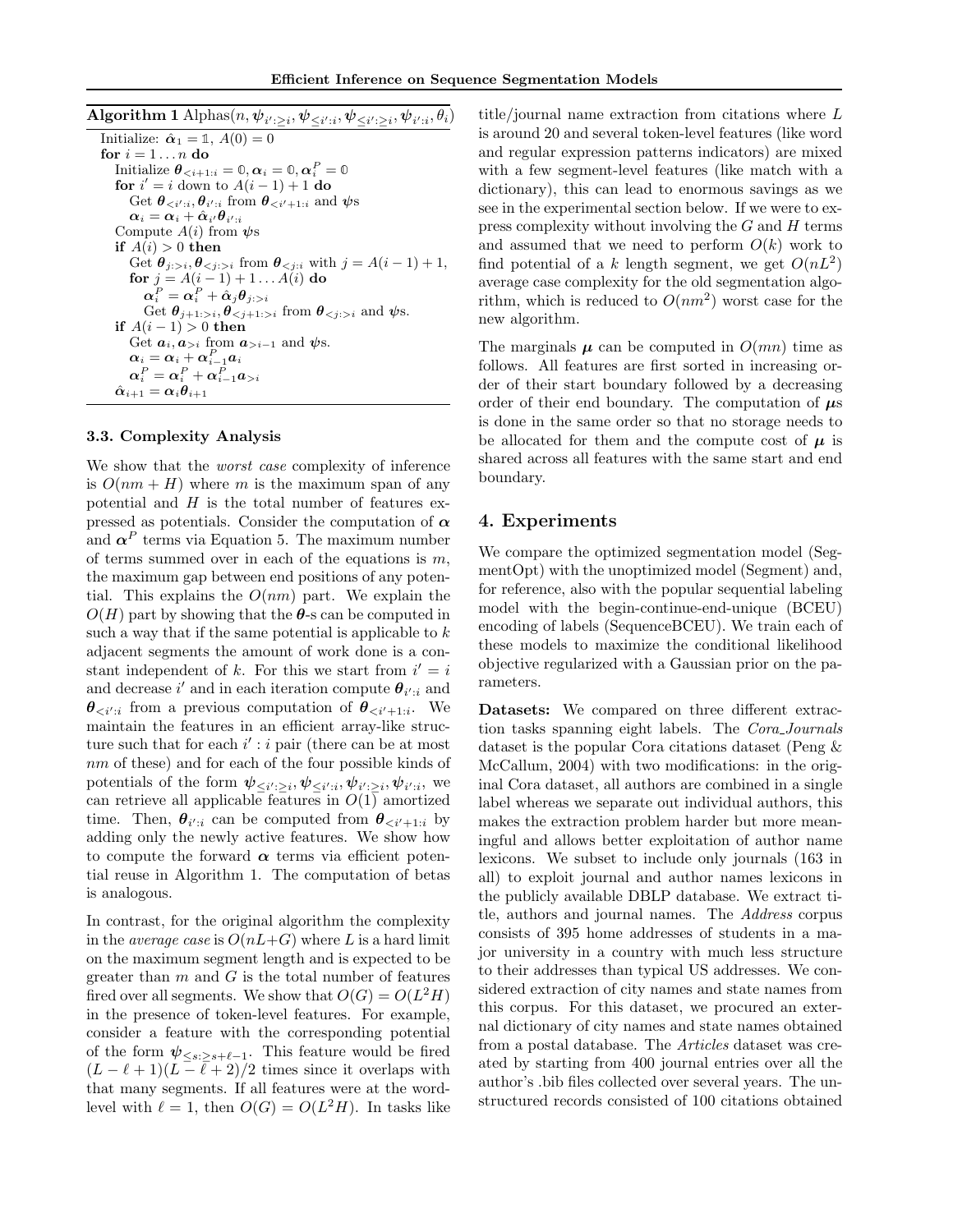**Algorithm 1** Alphas($n, \boldsymbol{\psi}_{i':\geq i}, \boldsymbol{\psi}_{\leq i':i}, \boldsymbol{\psi}_{\leq i':\geq i}, \boldsymbol{\psi}_{i':i}, \theta_i$)

```
Initialize: α̂_1 = 𝟙, A(0) = 0
for i = 1 ... n do
  Initialize θ_{<i+1:i} = 𝟘, α_i = 𝟘, α_i^P = 𝟘
  for i' = i down to A(i−1)+1 do
    Get θ_{<i':i}, θ_{i':i} from θ_{<i'+1:i} and ψs
    α_i = α_i + α̂_{i'} θ_{i':i}
  Compute A(i) from ψs
  if A(i) > 0 then
    Get θ_{j:>i}, θ_{<j:>i} from θ_{<j:i} with j = A(i−1)+1,
    for j = A(i−1)+1 ... A(i) do
      α_i^P = α_i^P + α̂_j θ_{j:>i}
      Get θ_{j+1:>i}, θ_{<j+1:>i} from θ_{<j:>i} and ψs.
  if A(i−1) > 0 then
    Get a_i, a_{>i} from a_{>i−1} and ψs.
    α_i = α_i + α_{i−1}^P a_i
    α_i^P = α_i^P + α_{i−1}^P a_{>i}
  α̂_{i+1} = α_i θ_{i+1}
```

### 3.3. Complexity Analysis

We show that the *worst case* complexity of inference is $O(nm + H)$ where $m$ is the maximum span of any potential and $H$ is the total number of features expressed as potentials. Consider the computation of $\boldsymbol{\alpha}$ and $\boldsymbol{\alpha}^P$ terms via Equation 5. The maximum number of terms summed over in each of the equations is $m$, the maximum gap between end positions of any potential. This explains the $O(nm)$ part. We explain the $O(H)$ part by showing that the $\boldsymbol{\theta}$-s can be computed in such a way that if the same potential is applicable to $k$ adjacent segments the amount of work done is a constant independent of $k$. For this we start from $i' = i$ and decrease $i'$ and in each iteration compute $\boldsymbol{\theta}_{i':i}$ and $\boldsymbol{\theta}_{<i':i}$ from a previous computation of $\boldsymbol{\theta}_{<i'+1:i}$. We maintain the features in an efficient array-like structure such that for each $i' : i$ pair (there can be at most $nm$ of these) and for each of the four possible kinds of potentials of the form $\boldsymbol{\psi}_{\leq i':\geq i}, \boldsymbol{\psi}_{\leq i':i}, \boldsymbol{\psi}_{i':\geq i}, \boldsymbol{\psi}_{i':i}$, we can retrieve all applicable features in $O(1)$ amortized time. Then, $\boldsymbol{\theta}_{i':i}$ can be computed from $\boldsymbol{\theta}_{<i'+1:i}$ by adding only the newly active features. We show how to compute the forward $\boldsymbol{\alpha}$ terms via efficient potential reuse in Algorithm 1. The computation of betas is analogous.

In contrast, for the original algorithm the complexity in the *average case* is $O(nL+G)$ where $L$ is a hard limit on the maximum segment length and is expected to be greater than $m$ and $G$ is the total number of features fired over all segments. We show that $O(G) = O(L^2H)$ in the presence of token-level features. For example, consider a feature with the corresponding potential of the form $\boldsymbol{\psi}_{\leq s:\geq s+\ell-1}$. This feature would be fired $(L - \ell + 1)(L - \ell + 2)/2$ times since it overlaps with that many segments. If all features were at the word-level with $\ell = 1$, then $O(G) = O(L^2H)$. In tasks like title/journal name extraction from citations where $L$ is around 20 and several token-level features (like word and regular expression patterns indicators) are mixed with a few segment-level features (like match with a dictionary), this can lead to enormous savings as we see in the experimental section below. If we were to express complexity without involving the $G$ and $H$ terms and assumed that we need to perform $O(k)$ work to find potential of a $k$ length segment, we get $O(nL^2)$ average case complexity for the old segmentation algorithm, which is reduced to $O(nm^2)$ worst case for the new algorithm.

The marginals $\boldsymbol{\mu}$ can be computed in $O(mn)$ time as follows. All features are first sorted in increasing order of their start boundary followed by a decreasing order of their end boundary. The computation of $\boldsymbol{\mu}$s is done in the same order so that no storage needs to be allocated for them and the compute cost of $\boldsymbol{\mu}$ is shared across all features with the same start and end boundary.

## 4. Experiments

We compare the optimized segmentation model (SegmentOpt) with the unoptimized model (Segment) and, for reference, also with the popular sequential labeling model with the begin-continue-end-unique (BCEU) encoding of labels (SequenceBCEU). We train each of these models to maximize the conditional likelihood objective regularized with a Gaussian prior on the parameters.

**Datasets:** We compared on three different extraction tasks spanning eight labels. The *Cora_Journals* dataset is the popular Cora citations dataset (Peng & McCallum, 2004) with two modifications: in the original Cora dataset, all authors are combined in a single label whereas we separate out individual authors, this makes the extraction problem harder but more meaningful and allows better exploitation of author name lexicons. We subset to include only journals (163 in all) to exploit journal and author names lexicons in the publicly available DBLP database. We extract title, authors and journal names. The *Address* corpus consists of 395 home addresses of students in a major university in a country with much less structure to their addresses than typical US addresses. We considered extraction of city names and state names from this corpus. For this dataset, we procured an external dictionary of city names and state names obtained from a postal database. The *Articles* dataset was created by starting from 400 journal entries over all the author's .bib files collected over several years. The unstructured records consisted of 100 citations obtained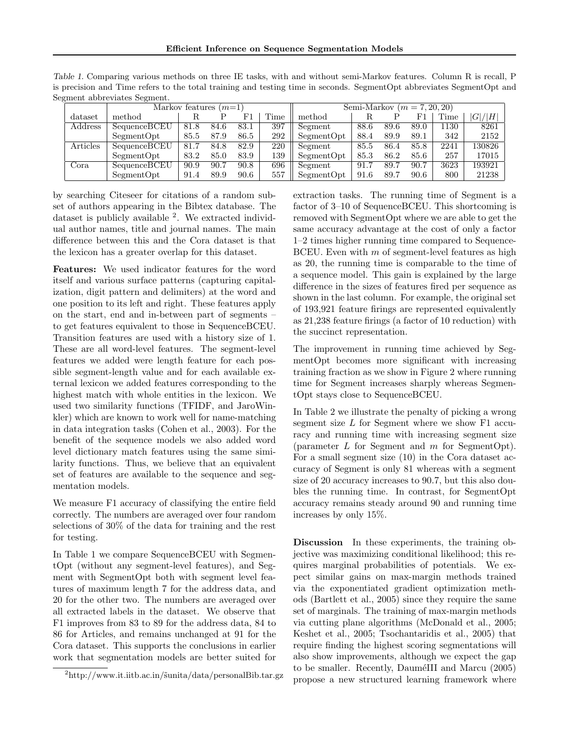Table 1. Comparing various methods on three IE tasks, with and without semi-Markov features. Column R is recall, P is precision and Time refers to the total training and testing time in seconds. SegmentOpt abbreviates SegmentOpt and Segment abbreviates Segment.

| | Markov features ($m$=1) | | | | | Semi-Markov ($m = 7, 20, 20$) | | | | | |
|---|---|---|---|---|---|---|---|---|---|---|---|
| dataset | method | R | P | F1 | Time | method | R | P | F1 | Time | $\|G\|/\|H\|$ |
| Address | SequenceBCEU | 81.8 | 84.6 | 83.1 | 397 | Segment | 88.6 | 89.6 | 89.0 | 1130 | 8261 |
| | SegmentOpt | 85.5 | 87.9 | 86.5 | 292 | SegmentOpt | 88.4 | 89.9 | 89.1 | 342 | 2152 |
| Articles | SequenceBCEU | 81.7 | 84.8 | 82.9 | 220 | Segment | 85.5 | 86.4 | 85.8 | 2241 | 130826 |
| | SegmentOpt | 83.2 | 85.0 | 83.9 | 139 | SegmentOpt | 85.3 | 86.2 | 85.6 | 257 | 17015 |
| Cora | SequenceBCEU | 90.9 | 90.7 | 90.8 | 696 | Segment | 91.7 | 89.7 | 90.7 | 3623 | 193921 |
| | SegmentOpt | 91.4 | 89.9 | 90.6 | 557 | SegmentOpt | 91.6 | 89.7 | 90.6 | 800 | 21238 |

by searching Citeseer for citations of a random subset of authors appearing in the Bibtex database. The dataset is publicly available [2]. We extracted individual author names, title and journal names. The main difference between this and the Cora dataset is that the lexicon has a greater overlap for this dataset.

**Features:** We used indicator features for the word itself and various surface patterns (capturing capitalization, digit pattern and delimiters) at the word and one position to its left and right. These features apply on the start, end and in-between part of segments – to get features equivalent to those in SequenceBCEU. Transition features are used with a history size of 1. These are all word-level features. The segment-level features we added were length feature for each possible segment-length value and for each available external lexicon we added features corresponding to the highest match with whole entities in the lexicon. We used two similarity functions (TFIDF, and JaroWinkler) which are known to work well for name-matching in data integration tasks (Cohen et al., 2003). For the benefit of the sequence models we also added word level dictionary match features using the same similarity functions. Thus, we believe that an equivalent set of features are available to the sequence and segmentation models.

We measure F1 accuracy of classifying the entire field correctly. The numbers are averaged over four random selections of 30% of the data for training and the rest for testing.

In Table 1 we compare SequenceBCEU with SegmentOpt (without any segment-level features), and Segment with SegmentOpt both with segment level features of maximum length 7 for the address data, and 20 for the other two. The numbers are averaged over all extracted labels in the dataset. We observe that F1 improves from 83 to 89 for the address data, 84 to 86 for Articles, and remains unchanged at 91 for the Cora dataset. This supports the conclusions in earlier work that segmentation models are better suited for extraction tasks. The running time of Segment is a factor of 3–10 of SequenceBCEU. This shortcoming is removed with SegmentOpt where we are able to get the same accuracy advantage at the cost of only a factor 1–2 times higher running time compared to SequenceBCEU. Even with $m$ of segment-level features as high as 20, the running time is comparable to the time of a sequence model. This gain is explained by the large difference in the sizes of features fired per sequence as shown in the last column. For example, the original set of 193,921 feature firings are represented equivalently as 21,238 feature firings (a factor of 10 reduction) with the succinct representation.

The improvement in running time achieved by SegmentOpt becomes more significant with increasing training fraction as we show in Figure 2 where running time for Segment increases sharply whereas SegmentOpt stays close to SequenceBCEU.

In Table 2 we illustrate the penalty of picking a wrong segment size $L$ for Segment where we show F1 accuracy and running time with increasing segment size (parameter $L$ for Segment and $m$ for SegmentOpt). For a small segment size (10) in the Cora dataset accuracy of Segment is only 81 whereas with a segment size of 20 accuracy increases to 90.7, but this also doubles the running time. In contrast, for SegmentOpt accuracy remains steady around 90 and running time increases by only 15%.

**Discussion** In these experiments, the training objective was maximizing conditional likelihood; this requires marginal probabilities of potentials. We expect similar gains on max-margin methods trained via the exponentiated gradient optimization methods (Bartlett et al., 2005) since they require the same set of marginals. The training of max-margin methods via cutting plane algorithms (McDonald et al., 2005; Keshet et al., 2005; Tsochantaridis et al., 2005) that require finding the highest scoring segmentations will also show improvements, although we expect the gap to be smaller. Recently, DauméIII and Marcu (2005) propose a new structured learning framework where

[2] http://www.it.iitb.ac.in/~sunita/data/personalBib.tar.gz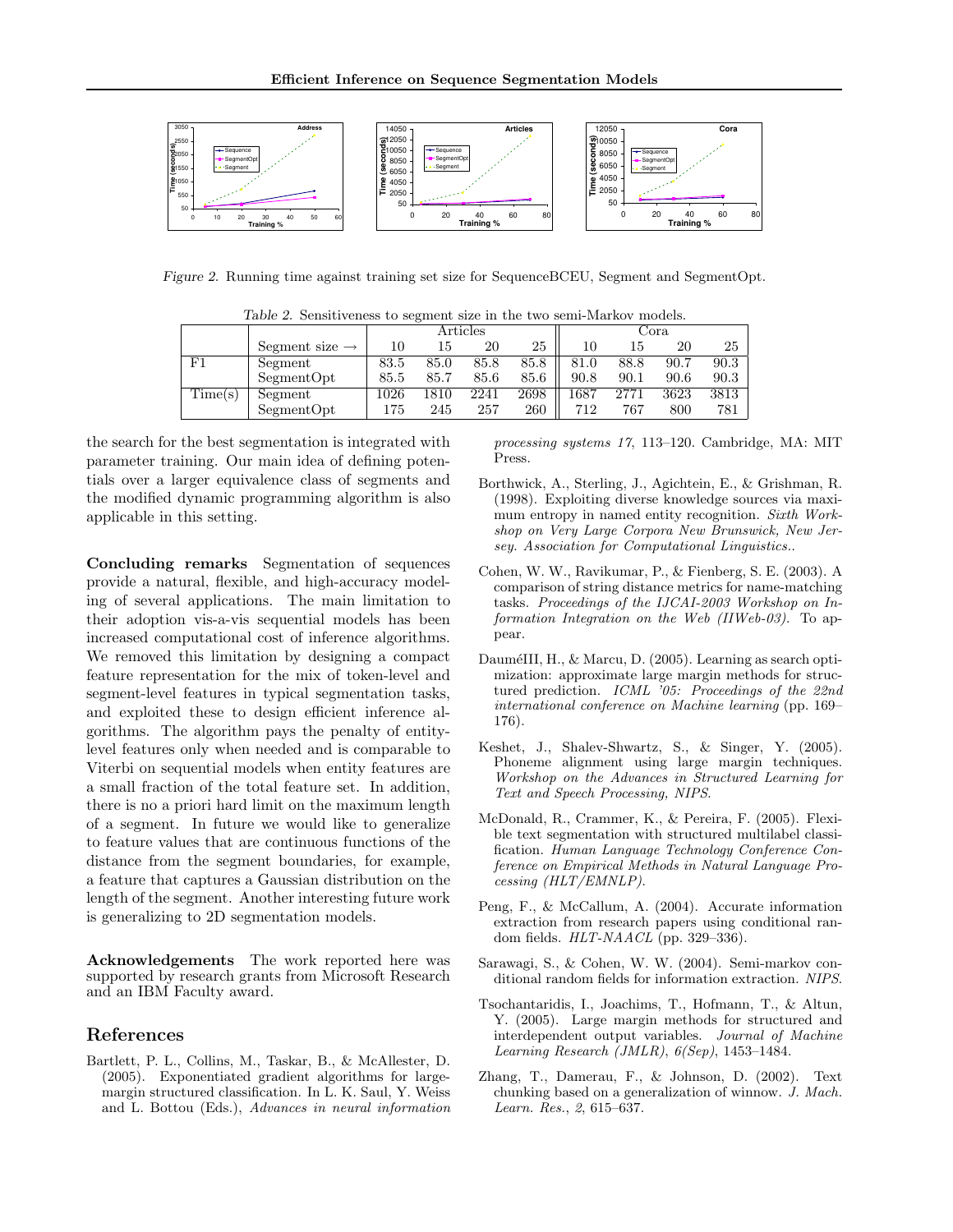Address

Time (seconds)

3050
2550
2050
1550
1050
550
50

0 10 20 30 40 50 60

Training %

Sequence
SegmentOpt
Segment

Articles

Time (seconds)

14050
12050
10050
8050
6050
4050
2050
50

0 20 40 60 80

Training %

Sequence
SegmentOpt
Segment

Cora

Time (seconds)

12050
10050
8050
6050
4050
2050
50

0 20 40 60 80

Training %

Sequence
SegmentOpt
Segment

*Figure 2.* Running time against training set size for SequenceBCEU, Segment and SegmentOpt.

*Table 2.* Sensitiveness to segment size in the two semi-Markov models.

| | | Articles | | | | Cora | | | |
|---|---|---|---|---|---|---|---|---|---|
| | Segment size → | 10 | 15 | 20 | 25 | 10 | 15 | 20 | 25 |
| F1 | Segment | 83.5 | 85.0 | 85.8 | 85.8 | 81.0 | 88.8 | 90.7 | 90.3 |
| | SegmentOpt | 85.5 | 85.7 | 85.6 | 85.6 | 90.8 | 90.1 | 90.6 | 90.3 |
| Time(s) | Segment | 1026 | 1810 | 2241 | 2698 | 1687 | 2771 | 3623 | 3813 |
| | SegmentOpt | 175 | 245 | 257 | 260 | 712 | 767 | 800 | 781 |

the search for the best segmentation is integrated with parameter training. Our main idea of defining potentials over a larger equivalence class of segments and the modified dynamic programming algorithm is also applicable in this setting.

**Concluding remarks** Segmentation of sequences provide a natural, flexible, and high-accuracy modeling of several applications. The main limitation to their adoption vis-a-vis sequential models has been increased computational cost of inference algorithms. We removed this limitation by designing a compact feature representation for the mix of token-level and segment-level features in typical segmentation tasks, and exploited these to design efficient inference algorithms. The algorithm pays the penalty of entity-level features only when needed and is comparable to Viterbi on sequential models when entity features are a small fraction of the total feature set. In addition, there is no a priori hard limit on the maximum length of a segment. In future we would like to generalize to feature values that are continuous functions of the distance from the segment boundaries, for example, a feature that captures a Gaussian distribution on the length of the segment. Another interesting future work is generalizing to 2D segmentation models.

**Acknowledgements** The work reported here was supported by research grants from Microsoft Research and an IBM Faculty award.

## References

Bartlett, P. L., Collins, M., Taskar, B., & McAllester, D. (2005). Exponentiated gradient algorithms for large-margin structured classification. In L. K. Saul, Y. Weiss and L. Bottou (Eds.), *Advances in neural information processing systems 17*, 113–120. Cambridge, MA: MIT Press.

Borthwick, A., Sterling, J., Agichtein, E., & Grishman, R. (1998). Exploiting diverse knowledge sources via maximum entropy in named entity recognition. *Sixth Workshop on Very Large Corpora New Brunswick, New Jersey. Association for Computational Linguistics.*.

Cohen, W. W., Ravikumar, P., & Fienberg, S. E. (2003). A comparison of string distance metrics for name-matching tasks. *Proceedings of the IJCAI-2003 Workshop on Information Integration on the Web (IIWeb-03)*. To appear.

DauméIII, H., & Marcu, D. (2005). Learning as search optimization: approximate large margin methods for structured prediction. *ICML '05: Proceedings of the 22nd international conference on Machine learning* (pp. 169–176).

Keshet, J., Shalev-Shwartz, S., & Singer, Y. (2005). Phoneme alignment using large margin techniques. *Workshop on the Advances in Structured Learning for Text and Speech Processing, NIPS*.

McDonald, R., Crammer, K., & Pereira, F. (2005). Flexible text segmentation with structured multilabel classification. *Human Language Technology Conference Conference on Empirical Methods in Natural Language Processing (HLT/EMNLP)*.

Peng, F., & McCallum, A. (2004). Accurate information extraction from research papers using conditional random fields. *HLT-NAACL* (pp. 329–336).

Sarawagi, S., & Cohen, W. W. (2004). Semi-markov conditional random fields for information extraction. *NIPS*.

Tsochantaridis, I., Joachims, T., Hofmann, T., & Altun, Y. (2005). Large margin methods for structured and interdependent output variables. *Journal of Machine Learning Research (JMLR)*, *6(Sep)*, 1453–1484.

Zhang, T., Damerau, F., & Johnson, D. (2002). Text chunking based on a generalization of winnow. *J. Mach. Learn. Res.*, *2*, 615–637.